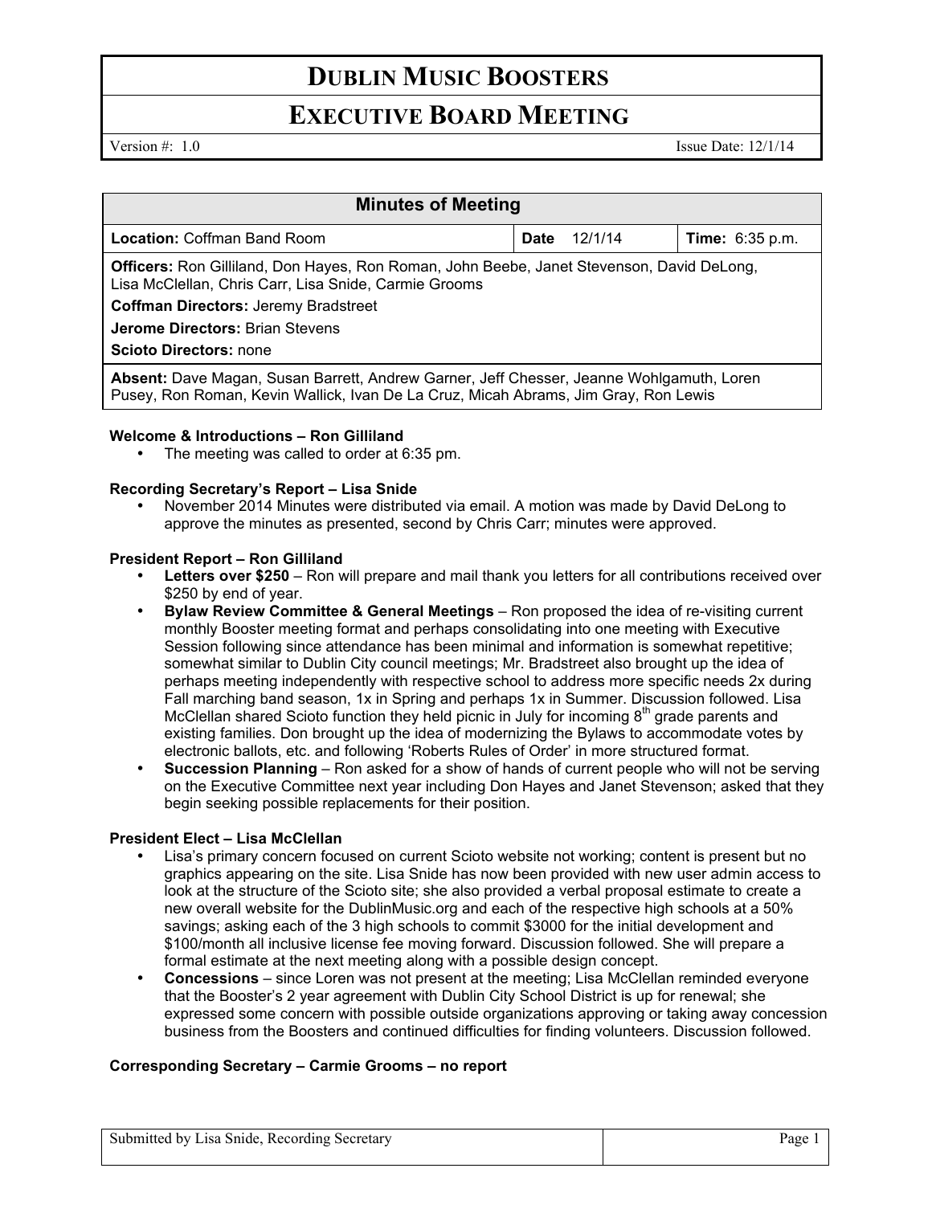# DUBLIN MUSIC BOOSTERS

## EXECUTIVE BOARD MEETING

Version #: 1.0 Issue Date: 12/1/14

| Minutes of Meeting | | |
|---|---|---|
| **Location:** Coffman Band Room | **Date** 12/1/14 | **Time:** 6:35 p.m. |
| **Officers:** Ron Gilliland, Don Hayes, Ron Roman, John Beebe, Janet Stevenson, David DeLong, Lisa McClellan, Chris Carr, Lisa Snide, Carmie Grooms<br>**Coffman Directors:** Jeremy Bradstreet<br>**Jerome Directors:** Brian Stevens<br>**Scioto Directors:** none | | |
| **Absent:** Dave Magan, Susan Barrett, Andrew Garner, Jeff Chesser, Jeanne Wohlgamuth, Loren Pusey, Ron Roman, Kevin Wallick, Ivan De La Cruz, Micah Abrams, Jim Gray, Ron Lewis | | |

**Welcome & Introductions – Ron Gilliland**

- The meeting was called to order at 6:35 pm.

**Recording Secretary's Report – Lisa Snide**

- November 2014 Minutes were distributed via email. A motion was made by David DeLong to approve the minutes as presented, second by Chris Carr; minutes were approved.

**President Report – Ron Gilliland**

- **Letters over $250** – Ron will prepare and mail thank you letters for all contributions received over $250 by end of year.
- **Bylaw Review Committee & General Meetings** – Ron proposed the idea of re-visiting current monthly Booster meeting format and perhaps consolidating into one meeting with Executive Session following since attendance has been minimal and information is somewhat repetitive; somewhat similar to Dublin City council meetings; Mr. Bradstreet also brought up the idea of perhaps meeting independently with respective school to address more specific needs 2x during Fall marching band season, 1x in Spring and perhaps 1x in Summer. Discussion followed. Lisa McClellan shared Scioto function they held picnic in July for incoming 8th grade parents and existing families. Don brought up the idea of modernizing the Bylaws to accommodate votes by electronic ballots, etc. and following 'Roberts Rules of Order' in more structured format.
- **Succession Planning** – Ron asked for a show of hands of current people who will not be serving on the Executive Committee next year including Don Hayes and Janet Stevenson; asked that they begin seeking possible replacements for their position.

**President Elect – Lisa McClellan**

- Lisa's primary concern focused on current Scioto website not working; content is present but no graphics appearing on the site. Lisa Snide has now been provided with new user admin access to look at the structure of the Scioto site; she also provided a verbal proposal estimate to create a new overall website for the DublinMusic.org and each of the respective high schools at a 50% savings; asking each of the 3 high schools to commit $3000 for the initial development and $100/month all inclusive license fee moving forward. Discussion followed. She will prepare a formal estimate at the next meeting along with a possible design concept.
- **Concessions** – since Loren was not present at the meeting; Lisa McClellan reminded everyone that the Booster's 2 year agreement with Dublin City School District is up for renewal; she expressed some concern with possible outside organizations approving or taking away concession business from the Boosters and continued difficulties for finding volunteers. Discussion followed.

**Corresponding Secretary – Carmie Grooms – no report**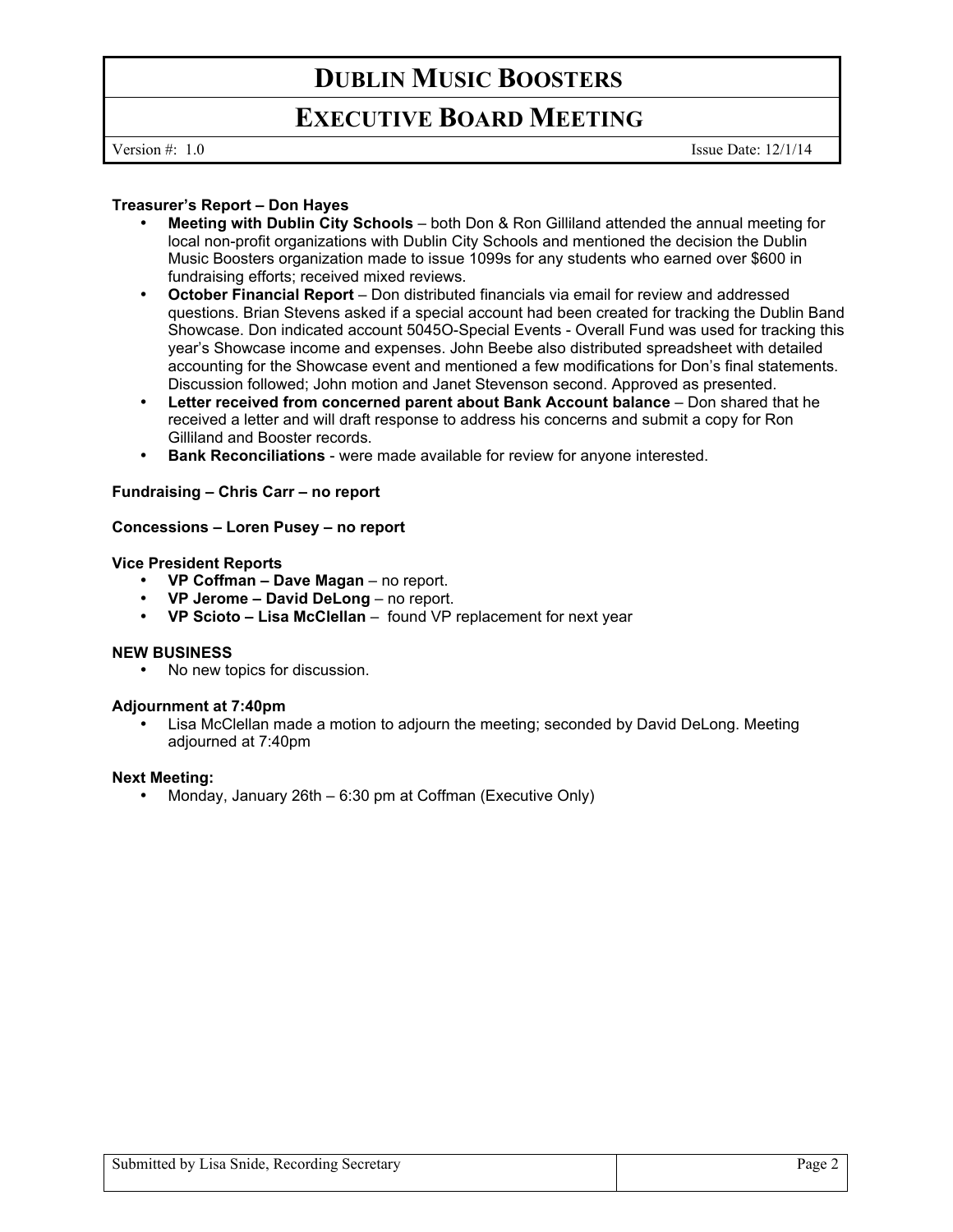**Treasurer's Report – Don Hayes**

- **Meeting with Dublin City Schools** – both Don & Ron Gilliland attended the annual meeting for local non-profit organizations with Dublin City Schools and mentioned the decision the Dublin Music Boosters organization made to issue 1099s for any students who earned over $600 in fundraising efforts; received mixed reviews.
- **October Financial Report** – Don distributed financials via email for review and addressed questions. Brian Stevens asked if a special account had been created for tracking the Dublin Band Showcase. Don indicated account 5045O-Special Events - Overall Fund was used for tracking this year's Showcase income and expenses. John Beebe also distributed spreadsheet with detailed accounting for the Showcase event and mentioned a few modifications for Don's final statements. Discussion followed; John motion and Janet Stevenson second. Approved as presented.
- **Letter received from concerned parent about Bank Account balance** – Don shared that he received a letter and will draft response to address his concerns and submit a copy for Ron Gilliland and Booster records.
- **Bank Reconciliations** - were made available for review for anyone interested.

**Fundraising – Chris Carr – no report**

**Concessions – Loren Pusey – no report**

**Vice President Reports**

- **VP Coffman – Dave Magan** – no report.
- **VP Jerome – David DeLong** – no report.
- **VP Scioto – Lisa McClellan** – found VP replacement for next year

**NEW BUSINESS**

- No new topics for discussion.

**Adjournment at 7:40pm**

- Lisa McClellan made a motion to adjourn the meeting; seconded by David DeLong. Meeting adjourned at 7:40pm

**Next Meeting:**

- Monday, January 26th – 6:30 pm at Coffman (Executive Only)